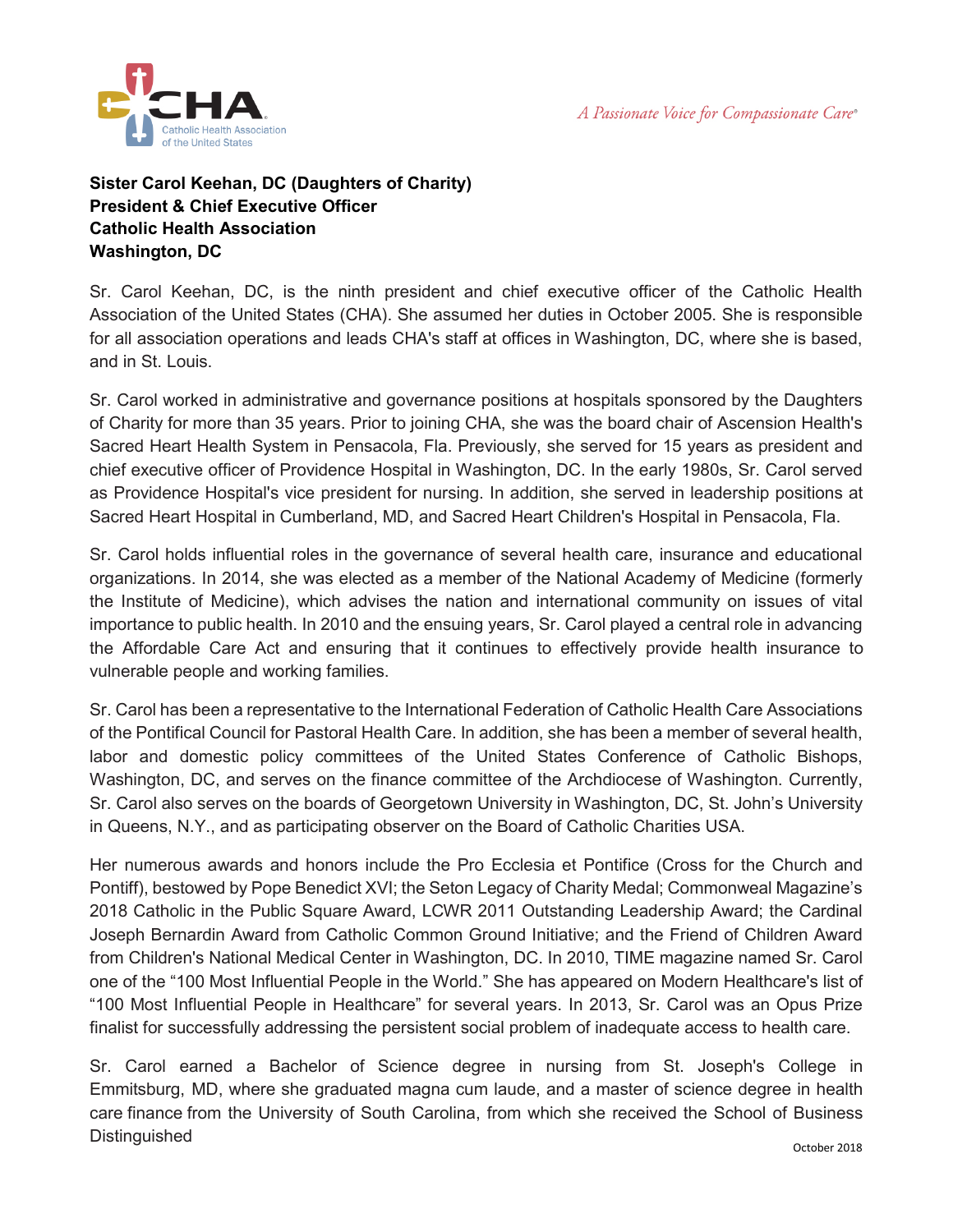**Sister Carol Keehan, DC (Daughters of Charity)**
**President & Chief Executive Officer**
**Catholic Health Association**
**Washington, DC**

Sr. Carol Keehan, DC, is the ninth president and chief executive officer of the Catholic Health Association of the United States (CHA). She assumed her duties in October 2005. She is responsible for all association operations and leads CHA's staff at offices in Washington, DC, where she is based, and in St. Louis.

Sr. Carol worked in administrative and governance positions at hospitals sponsored by the Daughters of Charity for more than 35 years. Prior to joining CHA, she was the board chair of Ascension Health's Sacred Heart Health System in Pensacola, Fla. Previously, she served for 15 years as president and chief executive officer of Providence Hospital in Washington, DC. In the early 1980s, Sr. Carol served as Providence Hospital's vice president for nursing. In addition, she served in leadership positions at Sacred Heart Hospital in Cumberland, MD, and Sacred Heart Children's Hospital in Pensacola, Fla.

Sr. Carol holds influential roles in the governance of several health care, insurance and educational organizations. In 2014, she was elected as a member of the National Academy of Medicine (formerly the Institute of Medicine), which advises the nation and international community on issues of vital importance to public health. In 2010 and the ensuing years, Sr. Carol played a central role in advancing the Affordable Care Act and ensuring that it continues to effectively provide health insurance to vulnerable people and working families.

Sr. Carol has been a representative to the International Federation of Catholic Health Care Associations of the Pontifical Council for Pastoral Health Care. In addition, she has been a member of several health, labor and domestic policy committees of the United States Conference of Catholic Bishops, Washington, DC, and serves on the finance committee of the Archdiocese of Washington. Currently, Sr. Carol also serves on the boards of Georgetown University in Washington, DC, St. John's University in Queens, N.Y., and as participating observer on the Board of Catholic Charities USA.

Her numerous awards and honors include the Pro Ecclesia et Pontifice (Cross for the Church and Pontiff), bestowed by Pope Benedict XVI; the Seton Legacy of Charity Medal; Commonweal Magazine's 2018 Catholic in the Public Square Award, LCWR 2011 Outstanding Leadership Award; the Cardinal Joseph Bernardin Award from Catholic Common Ground Initiative; and the Friend of Children Award from Children's National Medical Center in Washington, DC. In 2010, TIME magazine named Sr. Carol one of the "100 Most Influential People in the World." She has appeared on Modern Healthcare's list of "100 Most Influential People in Healthcare" for several years. In 2013, Sr. Carol was an Opus Prize finalist for successfully addressing the persistent social problem of inadequate access to health care.

Sr. Carol earned a Bachelor of Science degree in nursing from St. Joseph's College in Emmitsburg, MD, where she graduated magna cum laude, and a master of science degree in health care finance from the University of South Carolina, from which she received the School of Business Distinguished

October 2018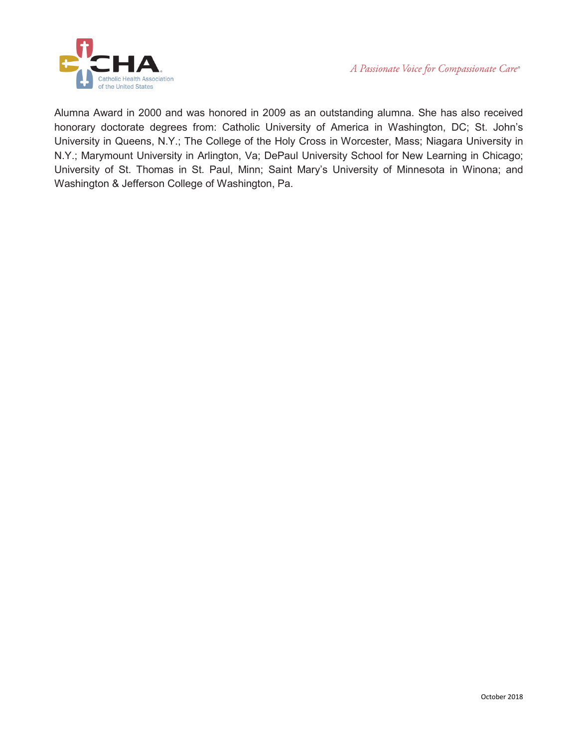Alumna Award in 2000 and was honored in 2009 as an outstanding alumna. She has also received honorary doctorate degrees from: Catholic University of America in Washington, DC; St. John's University in Queens, N.Y.; The College of the Holy Cross in Worcester, Mass; Niagara University in N.Y.; Marymount University in Arlington, Va; DePaul University School for New Learning in Chicago; University of St. Thomas in St. Paul, Minn; Saint Mary's University of Minnesota in Winona; and Washington & Jefferson College of Washington, Pa.

October 2018